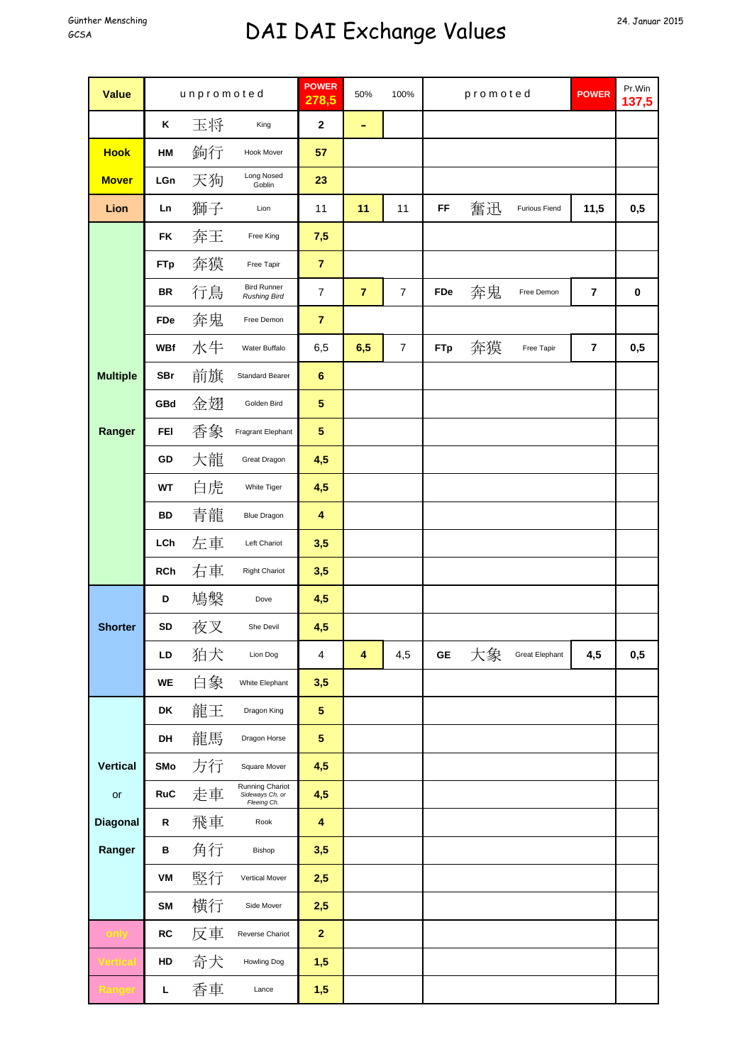Günther Mensching
GCSA

24. Januar 2015

# DAI DAI Exchange Values

| Value | unpromoted | | | POWER 278,5 | 50% | 100% | promoted | | | POWER | Pr.Win 137,5 |
|---|---|---|---|---|---|---|---|---|---|---|---|
| | K | 玉将 | King | 2 | - | | | | | | |
| Hook | HM | 鉤行 | Hook Mover | 57 | | | | | | | |
| Mover | LGn | 天狗 | Long Nosed Goblin | 23 | | | | | | | |
| Lion | Ln | 獅子 | Lion | 11 | 11 | 11 | FF | 奮迅 | Furious Fiend | 11,5 | 0,5 |
| | FK | 奔王 | Free King | 7,5 | | | | | | | |
| | FTp | 奔獏 | Free Tapir | 7 | | | | | | | |
| | BR | 行鳥 | Bird Runner *Rushing Bird* | 7 | 7 | 7 | FDe | 奔鬼 | Free Demon | 7 | 0 |
| | FDe | 奔鬼 | Free Demon | 7 | | | | | | | |
| | WBf | 水牛 | Water Buffalo | 6,5 | 6,5 | 7 | FTp | 奔獏 | Free Tapir | 7 | 0,5 |
| Multiple | SBr | 前旗 | Standard Bearer | 6 | | | | | | | |
| | GBd | 金翅 | Golden Bird | 5 | | | | | | | |
| Ranger | FEl | 香象 | Fragrant Elephant | 5 | | | | | | | |
| | GD | 大龍 | Great Dragon | 4,5 | | | | | | | |
| | WT | 白虎 | White Tiger | 4,5 | | | | | | | |
| | BD | 青龍 | Blue Dragon | 4 | | | | | | | |
| | LCh | 左車 | Left Chariot | 3,5 | | | | | | | |
| | RCh | 右車 | Right Chariot | 3,5 | | | | | | | |
| | D | 鳩槃 | Dove | 4,5 | | | | | | | |
| Shorter | SD | 夜叉 | She Devil | 4,5 | | | | | | | |
| | LD | 狛犬 | Lion Dog | 4 | 4 | 4,5 | GE | 大象 | Great Elephant | 4,5 | 0,5 |
| | WE | 白象 | White Elephant | 3,5 | | | | | | | |
| | DK | 龍王 | Dragon King | 5 | | | | | | | |
| | DH | 龍馬 | Dragon Horse | 5 | | | | | | | |
| Vertical | SMo | 方行 | Square Mover | 4,5 | | | | | | | |
| or | RuC | 走車 | Running Chariot *Sideways Ch, or Fleeing Ch.* | 4,5 | | | | | | | |
| Diagonal | R | 飛車 | Rook | 4 | | | | | | | |
| Ranger | B | 角行 | Bishop | 3,5 | | | | | | | |
| | VM | 竪行 | Vertical Mover | 2,5 | | | | | | | |
| | SM | 横行 | Side Mover | 2,5 | | | | | | | |
| only | RC | 反車 | Reverse Chariot | 2 | | | | | | | |
| Vertical | HD | 奇犬 | Howling Dog | 1,5 | | | | | | | |
| Ranger | L | 香車 | Lance | 1,5 | | | | | | | |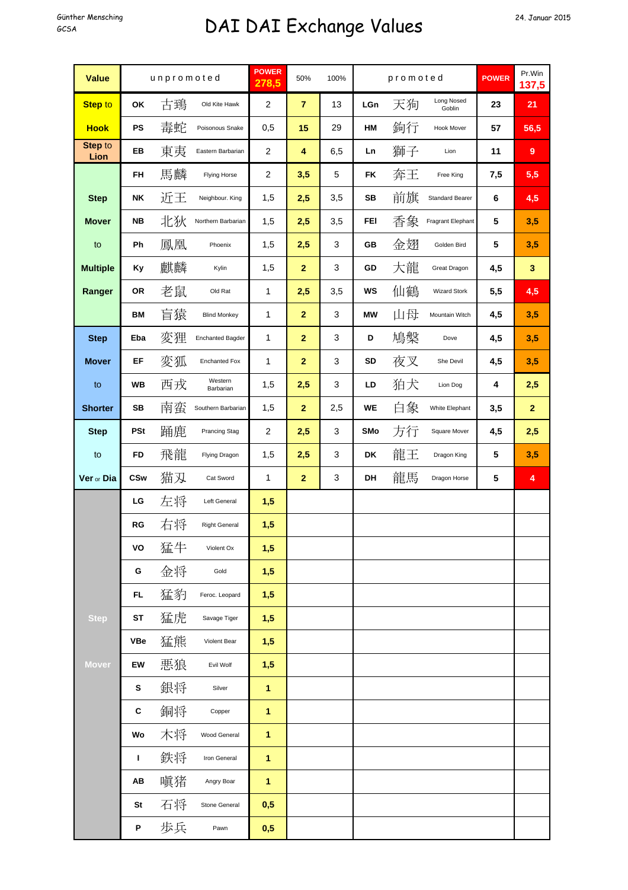Günther Mensching
GCSA

# DAI DAI Exchange Values

24. Januar 2015

| Value | unpromoted | | | POWER 278,5 | 50% | 100% | promoted | | | POWER | Pr.Win 137,5 |
|---|---|---|---|---|---|---|---|---|---|---|---|
| Step to | OK | 古鵄 | Old Kite Hawk | 2 | 7 | 13 | LGn | 天狗 | Long Nosed Goblin | 23 | 21 |
| Hook | PS | 毒蛇 | Poisonous Snake | 0,5 | 15 | 29 | HM | 鉤行 | Hook Mover | 57 | 56,5 |
| Step to Lion | EB | 東夷 | Eastern Barbarian | 2 | 4 | 6,5 | Ln | 獅子 | Lion | 11 | 9 |
| Step Mover to Multiple Ranger | FH | 馬麟 | Flying Horse | 2 | 3,5 | 5 | FK | 奔王 | Free King | 7,5 | 5,5 |
| | NK | 近王 | Neighbour. King | 1,5 | 2,5 | 3,5 | SB | 前旗 | Standard Bearer | 6 | 4,5 |
| | NB | 北狄 | Northern Barbarian | 1,5 | 2,5 | 3,5 | FEl | 香象 | Fragrant Elephant | 5 | 3,5 |
| | Ph | 鳳凰 | Phoenix | 1,5 | 2,5 | 3 | GB | 金翅 | Golden Bird | 5 | 3,5 |
| | Ky | 麒麟 | Kylin | 1,5 | 2 | 3 | GD | 大龍 | Great Dragon | 4,5 | 3 |
| | OR | 老鼠 | Old Rat | 1 | 2,5 | 3,5 | WS | 仙鶴 | Wizard Stork | 5,5 | 4,5 |
| | BM | 盲猿 | Blind Monkey | 1 | 2 | 3 | MW | 山母 | Mountain Witch | 4,5 | 3,5 |
| Step Mover to Shorter | Eba | 変狸 | Enchanted Bagder | 1 | 2 | 3 | D | 鳩槃 | Dove | 4,5 | 3,5 |
| | EF | 変狐 | Enchanted Fox | 1 | 2 | 3 | SD | 夜叉 | She Devil | 4,5 | 3,5 |
| | WB | 西戎 | Western Barbarian | 1,5 | 2,5 | 3 | LD | 狛犬 | Lion Dog | 4 | 2,5 |
| | SB | 南蛮 | Southern Barbarian | 1,5 | 2 | 2,5 | WE | 白象 | White Elephant | 3,5 | 2 |
| Step to Ver or Dia | PSt | 踊鹿 | Prancing Stag | 2 | 2,5 | 3 | SMo | 方行 | Square Mover | 4,5 | 2,5 |
| | FD | 飛龍 | Flying Dragon | 1,5 | 2,5 | 3 | DK | 龍王 | Dragon King | 5 | 3,5 |
| | CSw | 猫刄 | Cat Sword | 1 | 2 | 3 | DH | 龍馬 | Dragon Horse | 5 | 4 |
| Step Mover | LG | 左将 | Left General | 1,5 | | | | | | | |
| | RG | 右将 | Right General | 1,5 | | | | | | | |
| | VO | 猛牛 | Violent Ox | 1,5 | | | | | | | |
| | G | 金将 | Gold | 1,5 | | | | | | | |
| | FL | 猛豹 | Feroc. Leopard | 1,5 | | | | | | | |
| | ST | 猛虎 | Savage Tiger | 1,5 | | | | | | | |
| | VBe | 猛熊 | Violent Bear | 1,5 | | | | | | | |
| | EW | 悪狼 | Evil Wolf | 1,5 | | | | | | | |
| | S | 銀将 | Silver | 1 | | | | | | | |
| | C | 銅将 | Copper | 1 | | | | | | | |
| | Wo | 木将 | Wood General | 1 | | | | | | | |
| | I | 鉄将 | Iron General | 1 | | | | | | | |
| | AB | 嗔猪 | Angry Boar | 1 | | | | | | | |
| | St | 石将 | Stone General | 0,5 | | | | | | | |
| | P | 歩兵 | Pawn | 0,5 | | | | | | | |